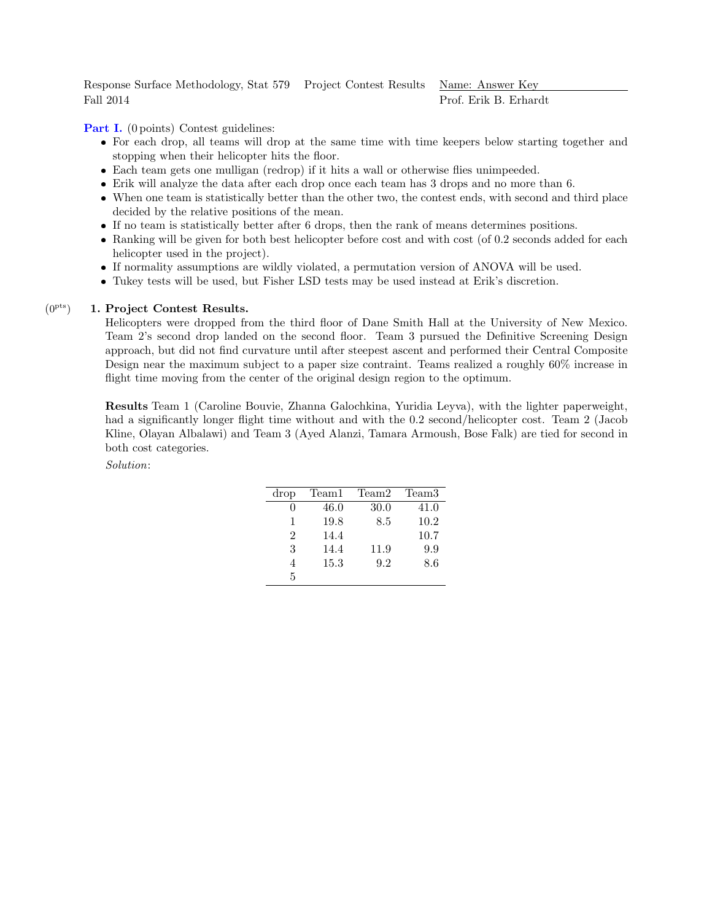Response Surface Methodology, Stat 579 Project Contest Results Name: Answer Key
Fall 2014 Prof. Erik B. Erhardt

**Part I.** (0 points) Contest guidelines:

- For each drop, all teams will drop at the same time with time keepers below starting together and stopping when their helicopter hits the floor.
- Each team gets one mulligan (redrop) if it hits a wall or otherwise flies unimpeeded.
- Erik will analyze the data after each drop once each team has 3 drops and no more than 6.
- When one team is statistically better than the other two, the contest ends, with second and third place decided by the relative positions of the mean.
- If no team is statistically better after 6 drops, then the rank of means determines positions.
- Ranking will be given for both best helicopter before cost and with cost (of 0.2 seconds added for each helicopter used in the project).
- If normality assumptions are wildly violated, a permutation version of ANOVA will be used.
- Tukey tests will be used, but Fisher LSD tests may be used instead at Erik's discretion.

(0pts) **1. Project Contest Results.**

Helicopters were dropped from the third floor of Dane Smith Hall at the University of New Mexico. Team 2's second drop landed on the second floor. Team 3 pursued the Definitive Screening Design approach, but did not find curvature until after steepest ascent and performed their Central Composite Design near the maximum subject to a paper size contraint. Teams realized a roughly 60% increase in flight time moving from the center of the original design region to the optimum.

**Results** Team 1 (Caroline Bouvie, Zhanna Galochkina, Yuridia Leyva), with the lighter paperweight, had a significantly longer flight time without and with the 0.2 second/helicopter cost. Team 2 (Jacob Kline, Olayan Albalawi) and Team 3 (Ayed Alanzi, Tamara Armoush, Bose Falk) are tied for second in both cost categories.

*Solution*:

| drop | Team1 | Team2 | Team3 |
|---|---|---|---|
| 0 | 46.0 | 30.0 | 41.0 |
| 1 | 19.8 | 8.5 | 10.2 |
| 2 | 14.4 | | 10.7 |
| 3 | 14.4 | 11.9 | 9.9 |
| 4 | 15.3 | 9.2 | 8.6 |
| 5 | | | |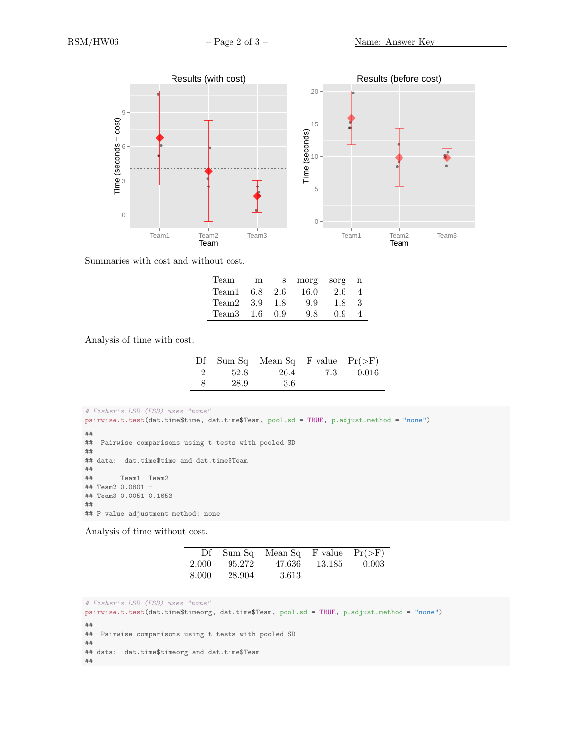Summaries with cost and without cost.

| Team | m | s | morg | sorg | n |
|---|---|---|---|---|---|
| Team1 | 6.8 | 2.6 | 16.0 | 2.6 | 4 |
| Team2 | 3.9 | 1.8 | 9.9 | 1.8 | 3 |
| Team3 | 1.6 | 0.9 | 9.8 | 0.9 | 4 |

Analysis of time with cost.

| Df | Sum Sq | Mean Sq | F value | Pr(>F) |
|---|---|---|---|---|
| 2 | 52.8 | 26.4 | 7.3 | 0.016 |
| 8 | 28.9 | 3.6 | | |

```
# Fisher's LSD (FSD) uses "none"
pairwise.t.test(dat.time$time, dat.time$Team, pool.sd = TRUE, p.adjust.method = "none")

##
##  Pairwise comparisons using t tests with pooled SD
##
## data:  dat.time$time and dat.time$Team
##
##       Team1  Team2
## Team2 0.0801 -
## Team3 0.0051 0.1653
##
## P value adjustment method: none
```

Analysis of time without cost.

| Df | Sum Sq | Mean Sq | F value | Pr(>F) |
|---|---|---|---|---|
| 2.000 | 95.272 | 47.636 | 13.185 | 0.003 |
| 8.000 | 28.904 | 3.613 | | |

```
# Fisher's LSD (FSD) uses "none"
pairwise.t.test(dat.time$timeorg, dat.time$Team, pool.sd = TRUE, p.adjust.method = "none")

##
##  Pairwise comparisons using t tests with pooled SD
##
## data:  dat.time$timeorg and dat.time$Team
##
```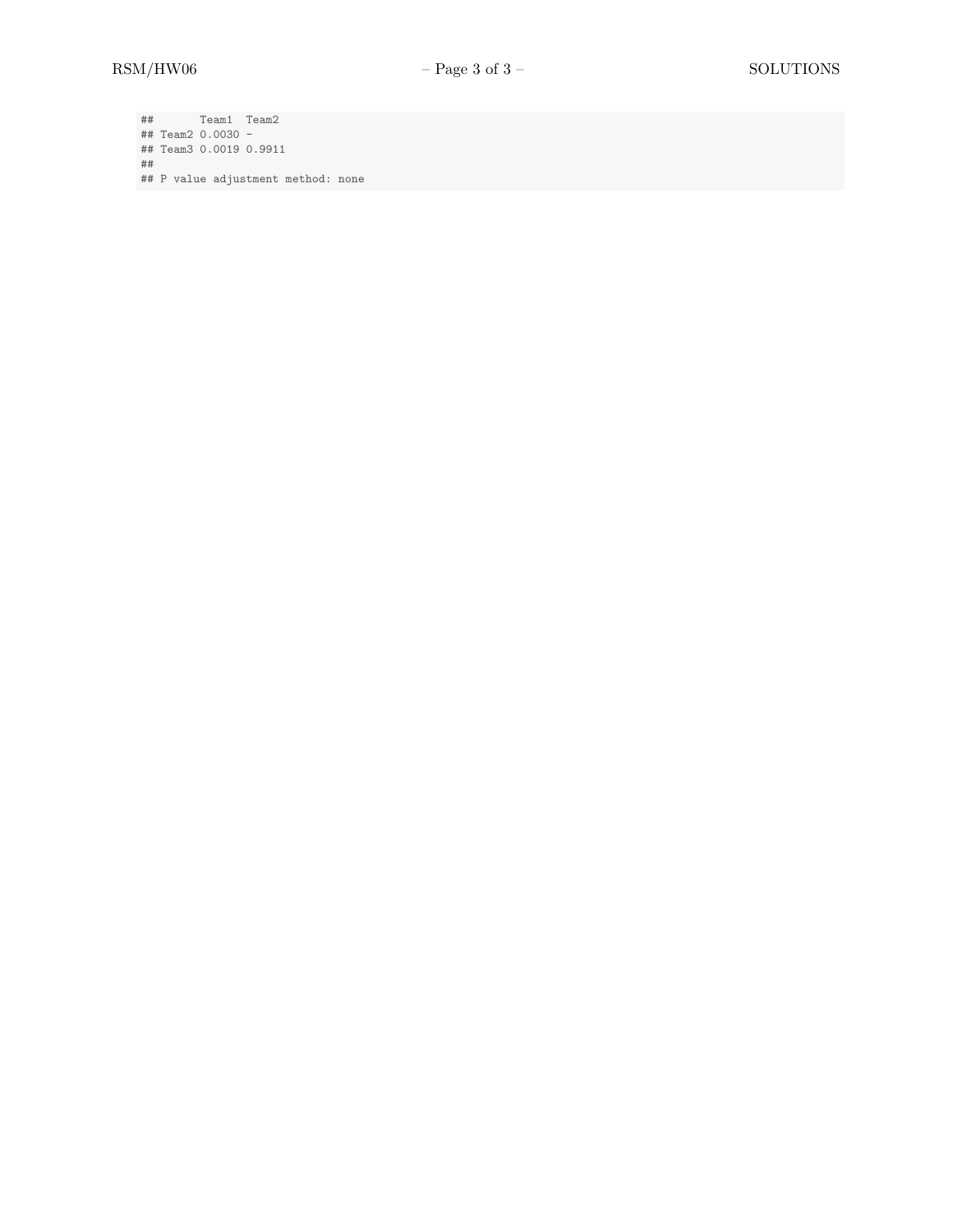```
##       Team1  Team2
## Team2 0.0030 -
## Team3 0.0019 0.9911
##
## P value adjustment method: none
```